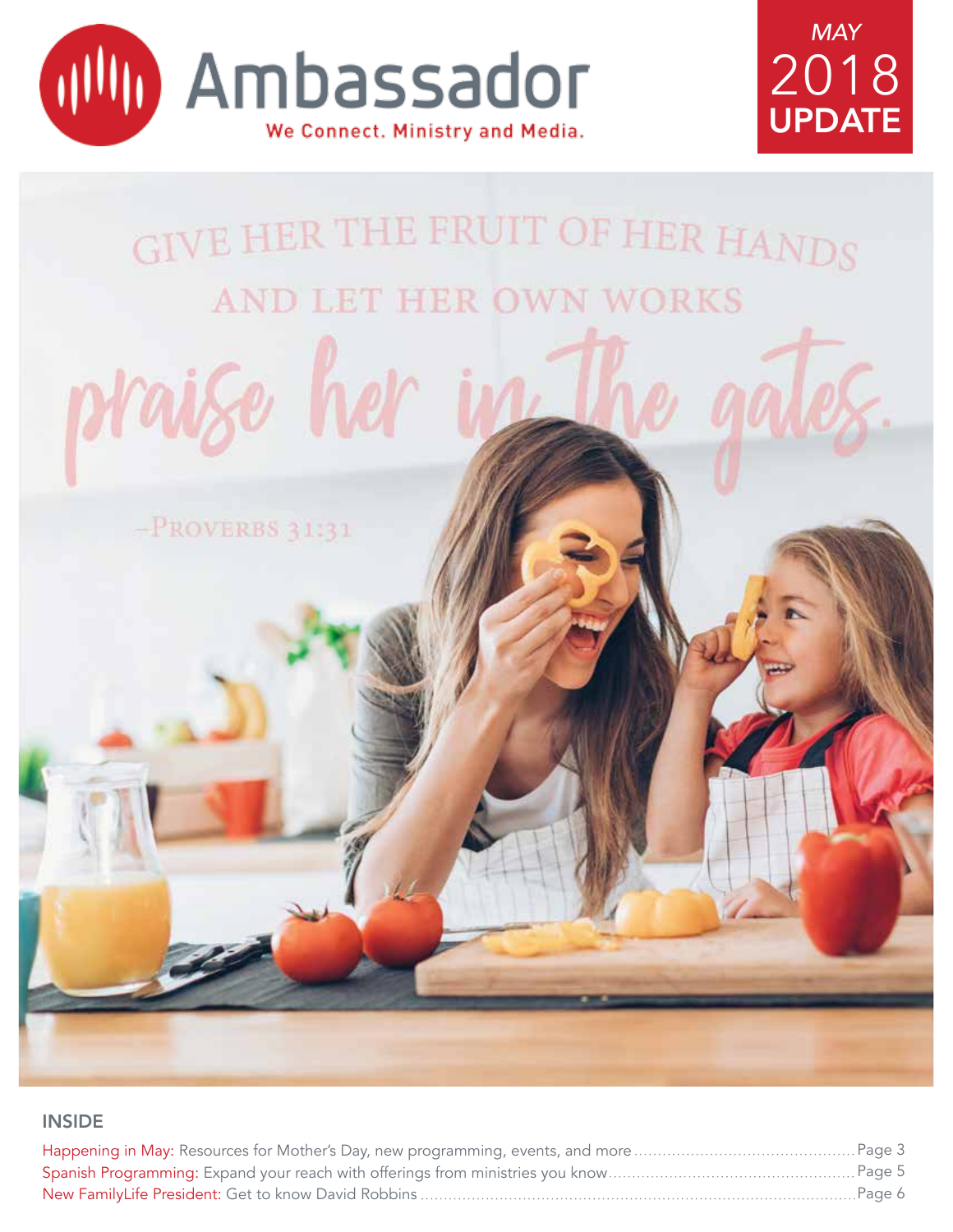# Ambassador

We Connect. Ministry and Media.

MAY 2018 UPDATE

GIVE HER THE FRUIT OF HER HANDS AND LET HER OWN WORKS praise her in the gates.

–PROVERBS 31:31

## INSIDE

Happening in May: Resources for Mother's Day, new programming, events, and more ........ Page 3

Spanish Programming: Expand your reach with offerings from ministries you know ........ Page 5

New FamilyLife President: Get to know David Robbins ........ Page 6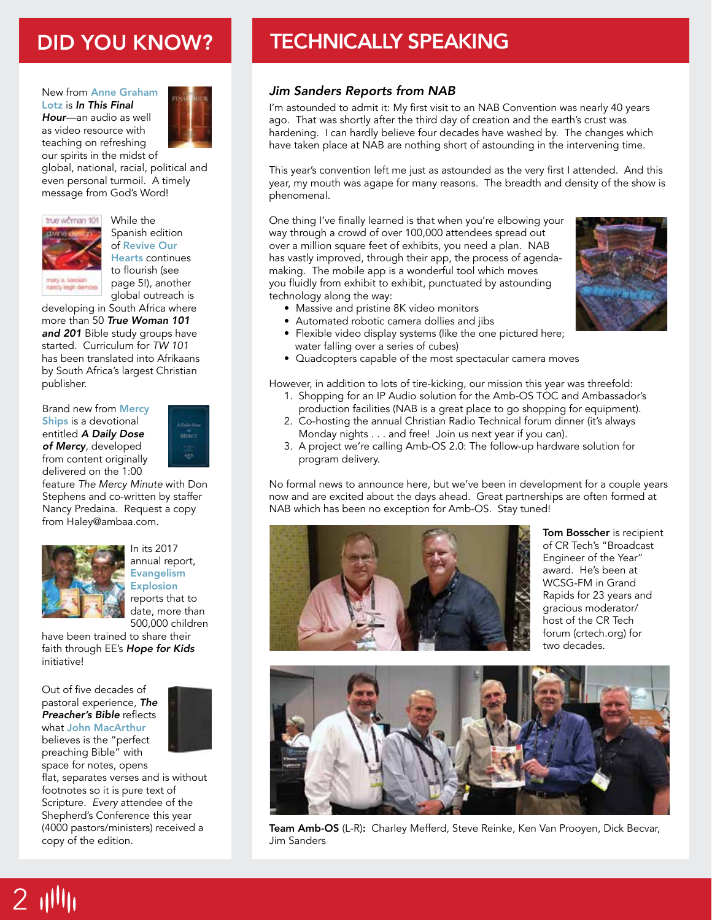## DID YOU KNOW?

New from **Anne Graham Lotz** is ***In This Final Hour***—an audio as well as video resource with teaching on refreshing our spirits in the midst of global, national, racial, political and even personal turmoil. A timely message from God's Word!

While the Spanish edition of **Revive Our Hearts** continues to flourish (see page 5!), another global outreach is developing in South Africa where more than 50 ***True Woman 101 and 201*** Bible study groups have started. Curriculum for *TW 101* has been translated into Afrikaans by South Africa's largest Christian publisher.

Brand new from **Mercy Ships** is a devotional entitled ***A Daily Dose of Mercy***, developed from content originally delivered on the 1:00 feature *The Mercy Minute* with Don Stephens and co-written by staffer Nancy Predaina. Request a copy from Haley@ambaa.com.

In its 2017 annual report, **Evangelism Explosion** reports that to date, more than 500,000 children have been trained to share their faith through EE's ***Hope for Kids*** initiative!

Out of five decades of pastoral experience, ***The Preacher's Bible*** reflects what **John MacArthur** believes is the "perfect preaching Bible" with space for notes, opens flat, separates verses and is without footnotes so it is pure text of Scripture. *Every* attendee of the Shepherd's Conference this year (4000 pastors/ministers) received a copy of the edition.

## TECHNICALLY SPEAKING

### *Jim Sanders Reports from NAB*

I'm astounded to admit it: My first visit to an NAB Convention was nearly 40 years ago. That was shortly after the third day of creation and the earth's crust was hardening. I can hardly believe four decades have washed by. The changes which have taken place at NAB are nothing short of astounding in the intervening time.

This year's convention left me just as astounded as the very first I attended. And this year, my mouth was agape for many reasons. The breadth and density of the show is phenomenal.

One thing I've finally learned is that when you're elbowing your way through a crowd of over 100,000 attendees spread out over a million square feet of exhibits, you need a plan. NAB has vastly improved, through their app, the process of agenda-making. The mobile app is a wonderful tool which moves you fluidly from exhibit to exhibit, punctuated by astounding technology along the way:

- Massive and pristine 8K video monitors
- Automated robotic camera dollies and jibs
- Flexible video display systems (like the one pictured here; water falling over a series of cubes)
- Quadcopters capable of the most spectacular camera moves

However, in addition to lots of tire-kicking, our mission this year was threefold:

1. Shopping for an IP Audio solution for the Amb-OS TOC and Ambassador's production facilities (NAB is a great place to go shopping for equipment).
2. Co-hosting the annual Christian Radio Technical forum dinner (it's always Monday nights . . . and free! Join us next year if you can).
3. A project we're calling Amb-OS 2.0: The follow-up hardware solution for program delivery.

No formal news to announce here, but we've been in development for a couple years now and are excited about the days ahead. Great partnerships are often formed at NAB which has been no exception for Amb-OS. Stay tuned!

**Tom Bosscher** is recipient of CR Tech's "Broadcast Engineer of the Year" award. He's been at WCSG-FM in Grand Rapids for 23 years and gracious moderator/host of the CR Tech forum (crtech.org) for two decades.

**Team Amb-OS** (L-R)**:** Charley Mefferd, Steve Reinke, Ken Van Prooyen, Dick Becvar, Jim Sanders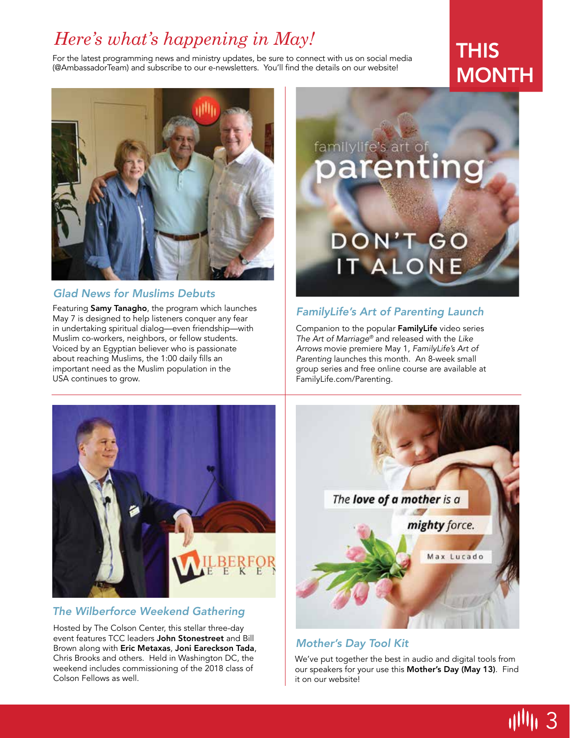# *Here's what's happening in May!*

**THIS MONTH**

For the latest programming news and ministry updates, be sure to connect with us on social media (@AmbassadorTeam) and subscribe to our e-newsletters. You'll find the details on our website!

## *Glad News for Muslims Debuts*

Featuring **Samy Tanagho**, the program which launches May 7 is designed to help listeners conquer any fear in undertaking spiritual dialog—even friendship—with Muslim co-workers, neighbors, or fellow students. Voiced by an Egyptian believer who is passionate about reaching Muslims, the 1:00 daily fills an important need as the Muslim population in the USA continues to grow.

## *FamilyLife's Art of Parenting Launch*

Companion to the popular **FamilyLife** video series *The Art of Marriage®* and released with the *Like Arrows* movie premiere May 1, *FamilyLife's Art of Parenting* launches this month. An 8-week small group series and free online course are available at FamilyLife.com/Parenting.

## *The Wilberforce Weekend Gathering*

Hosted by The Colson Center, this stellar three-day event features TCC leaders **John Stonestreet** and Bill Brown along with **Eric Metaxas**, **Joni Eareckson Tada**, Chris Brooks and others. Held in Washington DC, the weekend includes commissioning of the 2018 class of Colson Fellows as well.

## *Mother's Day Tool Kit*

We've put together the best in audio and digital tools from our speakers for your use this **Mother's Day (May 13)**. Find it on our website!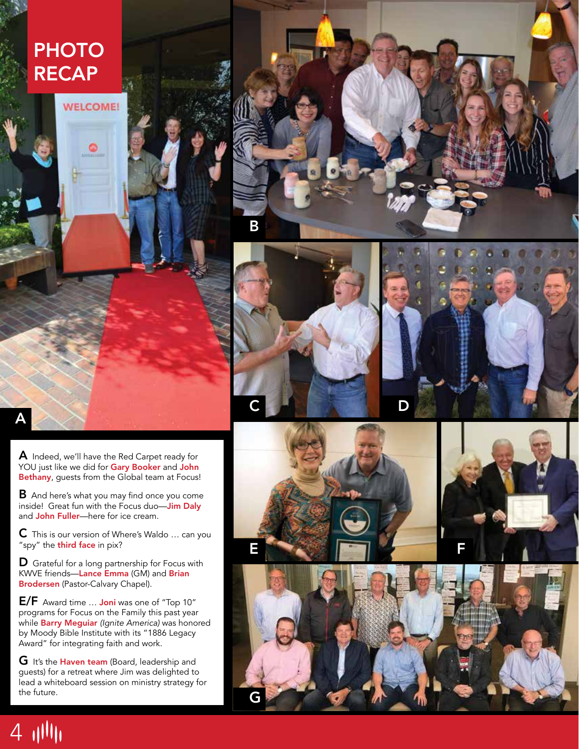# PHOTO RECAP

**A** Indeed, we'll have the Red Carpet ready for YOU just like we did for **Gary Booker** and **John Bethany**, guests from the Global team at Focus!

**B** And here's what you may find once you come inside! Great fun with the Focus duo—**Jim Daly** and **John Fuller**—here for ice cream.

**C** This is our version of Where's Waldo … can you "spy" the **third face** in pix?

**D** Grateful for a long partnership for Focus with KWVE friends—**Lance Emma** (GM) and **Brian Brodersen** (Pastor-Calvary Chapel).

**E/F** Award time … **Joni** was one of "Top 10" programs for Focus on the Family this past year while **Barry Meguiar** *(Ignite America)* was honored by Moody Bible Institute with its "1886 Legacy Award" for integrating faith and work.

**G** It's the **Haven team** (Board, leadership and guests) for a retreat where Jim was delighted to lead a whiteboard session on ministry strategy for the future.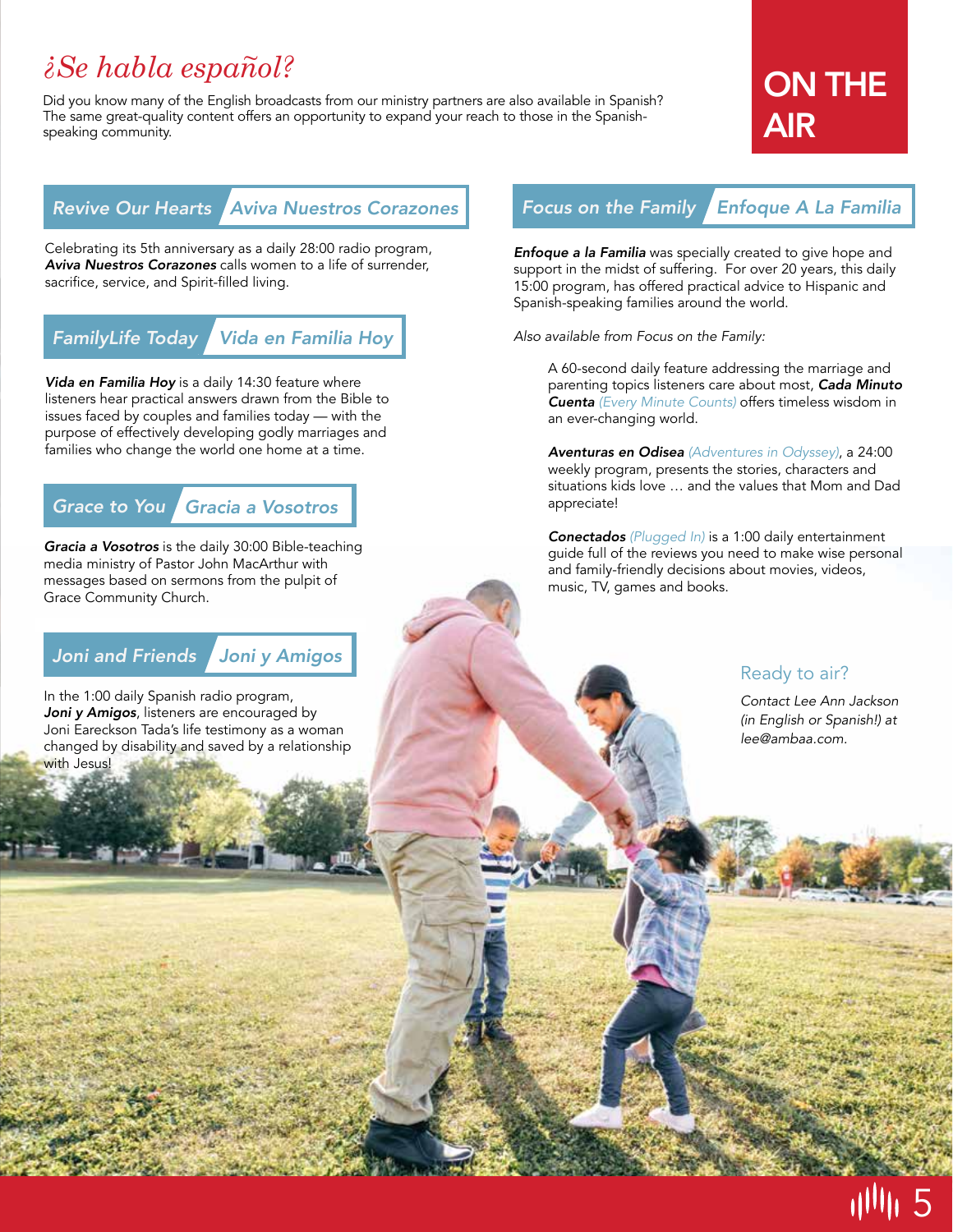# *¿Se habla español?*

Did you know many of the English broadcasts from our ministry partners are also available in Spanish? The same great-quality content offers an opportunity to expand your reach to those in the Spanish-speaking community.

**ON THE AIR**

## *Revive Our Hearts* | *Aviva Nuestros Corazones*

Celebrating its 5th anniversary as a daily 28:00 radio program, ***Aviva Nuestros Corazones*** calls women to a life of surrender, sacrifice, service, and Spirit-filled living.

## *FamilyLife Today* | *Vida en Familia Hoy*

***Vida en Familia Hoy*** is a daily 14:30 feature where listeners hear practical answers drawn from the Bible to issues faced by couples and families today — with the purpose of effectively developing godly marriages and families who change the world one home at a time.

## *Grace to You* | *Gracia a Vosotros*

***Gracia a Vosotros*** is the daily 30:00 Bible-teaching media ministry of Pastor John MacArthur with messages based on sermons from the pulpit of Grace Community Church.

## *Joni and Friends* | *Joni y Amigos*

In the 1:00 daily Spanish radio program, ***Joni y Amigos***, listeners are encouraged by Joni Eareckson Tada's life testimony as a woman changed by disability and saved by a relationship with Jesus!

## *Focus on the Family* | *Enfoque A La Familia*

***Enfoque a la Familia*** was specially created to give hope and support in the midst of suffering. For over 20 years, this daily 15:00 program, has offered practical advice to Hispanic and Spanish-speaking families around the world.

*Also available from Focus on the Family:*

A 60-second daily feature addressing the marriage and parenting topics listeners care about most, ***Cada Minuto Cuenta*** *(Every Minute Counts)* offers timeless wisdom in an ever-changing world.

***Aventuras en Odisea*** *(Adventures in Odyssey)*, a 24:00 weekly program, presents the stories, characters and situations kids love … and the values that Mom and Dad appreciate!

***Conectados*** *(Plugged In)* is a 1:00 daily entertainment guide full of the reviews you need to make wise personal and family-friendly decisions about movies, videos, music, TV, games and books.

### Ready to air?

*Contact Lee Ann Jackson (in English or Spanish!) at lee@ambaa.com.*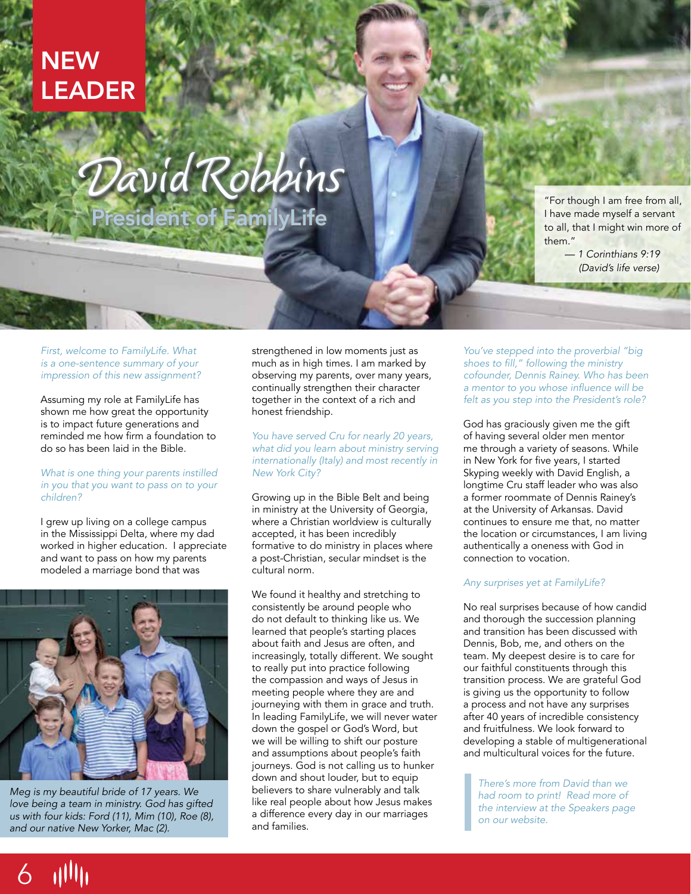# NEW LEADER

# David Robbins

## President of FamilyLife

"For though I am free from all, I have made myself a servant to all, that I might win more of them."

— *1 Corinthians 9:19 (David's life verse)*

*First, welcome to FamilyLife. What is a one-sentence summary of your impression of this new assignment?*

Assuming my role at FamilyLife has shown me how great the opportunity is to impact future generations and reminded me how firm a foundation to do so has been laid in the Bible.

*What is one thing your parents instilled in you that you want to pass on to your children?*

I grew up living on a college campus in the Mississippi Delta, where my dad worked in higher education. I appreciate and want to pass on how my parents modeled a marriage bond that was strengthened in low moments just as much as in high times. I am marked by observing my parents, over many years, continually strengthen their character together in the context of a rich and honest friendship.

*Meg is my beautiful bride of 17 years. We love being a team in ministry. God has gifted us with four kids: Ford (11), Mim (10), Roe (8), and our native New Yorker, Mac (2).*

*You have served Cru for nearly 20 years, what did you learn about ministry serving internationally (Italy) and most recently in New York City?*

Growing up in the Bible Belt and being in ministry at the University of Georgia, where a Christian worldview is culturally accepted, it has been incredibly formative to do ministry in places where a post-Christian, secular mindset is the cultural norm.

We found it healthy and stretching to consistently be around people who do not default to thinking like us. We learned that people's starting places about faith and Jesus are often, and increasingly, totally different. We sought to really put into practice following the compassion and ways of Jesus in meeting people where they are and journeying with them in grace and truth. In leading FamilyLife, we will never water down the gospel or God's Word, but we will be willing to shift our posture and assumptions about people's faith journeys. God is not calling us to hunker down and shout louder, but to equip believers to share vulnerably and talk like real people about how Jesus makes a difference every day in our marriages and families.

*You've stepped into the proverbial "big shoes to fill," following the ministry cofounder, Dennis Rainey. Who has been a mentor to you whose influence will be felt as you step into the President's role?*

God has graciously given me the gift of having several older men mentor me through a variety of seasons. While in New York for five years, I started Skyping weekly with David English, a longtime Cru staff leader who was also a former roommate of Dennis Rainey's at the University of Arkansas. David continues to ensure me that, no matter the location or circumstances, I am living authentically a oneness with God in connection to vocation.

*Any surprises yet at FamilyLife?*

No real surprises because of how candid and thorough the succession planning and transition has been discussed with Dennis, Bob, me, and others on the team. My deepest desire is to care for our faithful constituents through this transition process. We are grateful God is giving us the opportunity to follow a process and not have any surprises after 40 years of incredible consistency and fruitfulness. We look forward to developing a stable of multigenerational and multicultural voices for the future.

> *There's more from David than we had room to print! Read more of the interview at the Speakers page on our website.*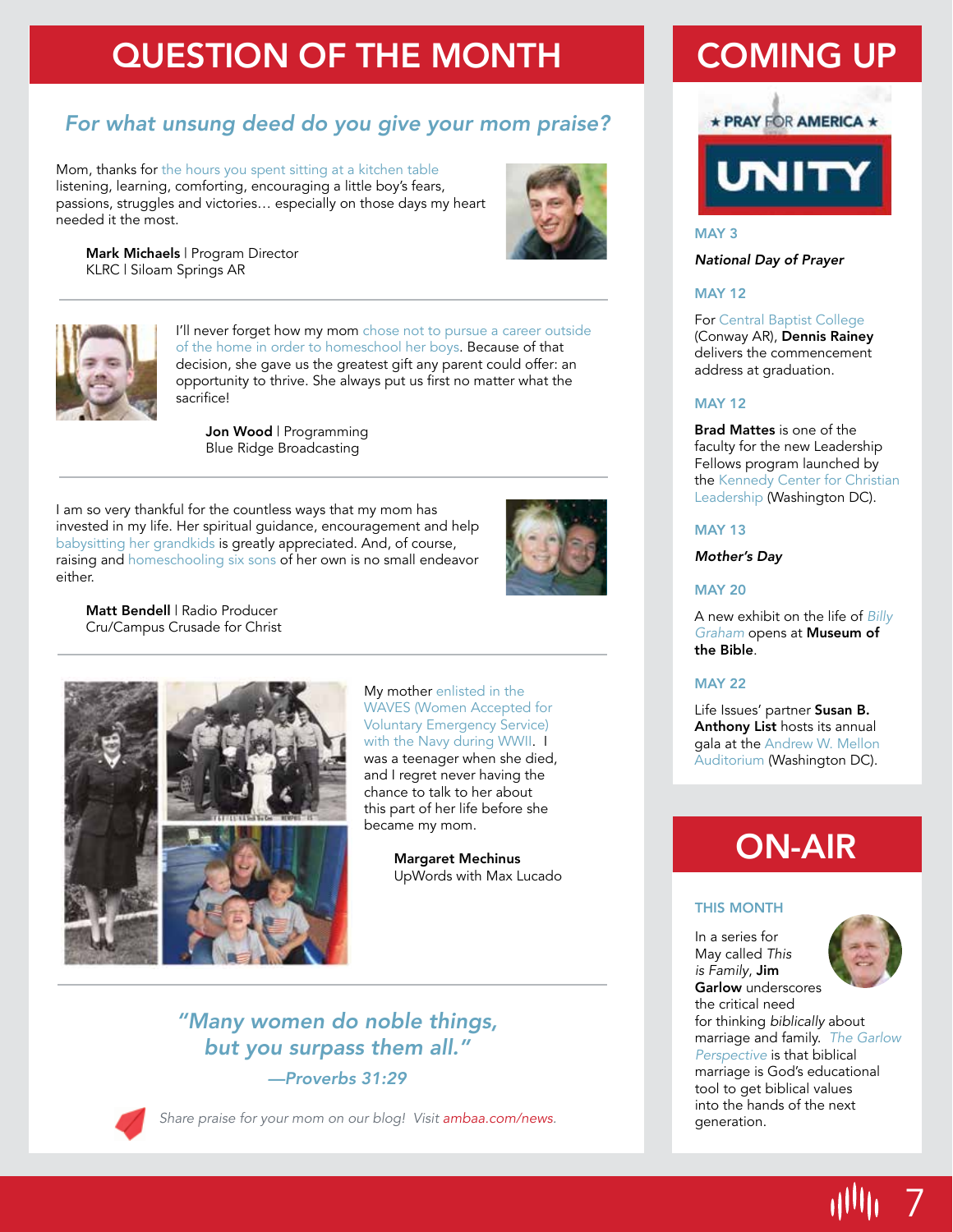# QUESTION OF THE MONTH

## *For what unsung deed do you give your mom praise?*

Mom, thanks for the hours you spent sitting at a kitchen table listening, learning, comforting, encouraging a little boy's fears, passions, struggles and victories… especially on those days my heart needed it the most.

**Mark Michaels** | Program Director
KLRC | Siloam Springs AR

---

I'll never forget how my mom chose not to pursue a career outside of the home in order to homeschool her boys. Because of that decision, she gave us the greatest gift any parent could offer: an opportunity to thrive. She always put us first no matter what the sacrifice!

**Jon Wood** | Programming
Blue Ridge Broadcasting

---

I am so very thankful for the countless ways that my mom has invested in my life. Her spiritual guidance, encouragement and help babysitting her grandkids is greatly appreciated. And, of course, raising and homeschooling six sons of her own is no small endeavor either.

**Matt Bendell** | Radio Producer
Cru/Campus Crusade for Christ

---

My mother enlisted in the WAVES (Women Accepted for Voluntary Emergency Service) with the Navy during WWII. I was a teenager when she died, and I regret never having the chance to talk to her about this part of her life before she became my mom.

**Margaret Mechinus**
UpWords with Max Lucado

---

*"Many women do noble things, but you surpass them all."*

*—Proverbs 31:29*

*Share praise for your mom on our blog! Visit ambaa.com/news.*

# COMING UP

★ PRAY FOR AMERICA ★ UNITY

**MAY 3**

***National Day of Prayer***

**MAY 12**

For Central Baptist College (Conway AR), **Dennis Rainey** delivers the commencement address at graduation.

**MAY 12**

**Brad Mattes** is one of the faculty for the new Leadership Fellows program launched by the Kennedy Center for Christian Leadership (Washington DC).

**MAY 13**

***Mother's Day***

**MAY 20**

A new exhibit on the life of *Billy Graham* opens at **Museum of the Bible**.

**MAY 22**

Life Issues' partner **Susan B. Anthony List** hosts its annual gala at the Andrew W. Mellon Auditorium (Washington DC).

# ON-AIR

**THIS MONTH**

In a series for May called *This is Family*, **Jim Garlow** underscores the critical need for thinking *biblically* about marriage and family. *The Garlow Perspective* is that biblical marriage is God's educational tool to get biblical values into the hands of the next generation.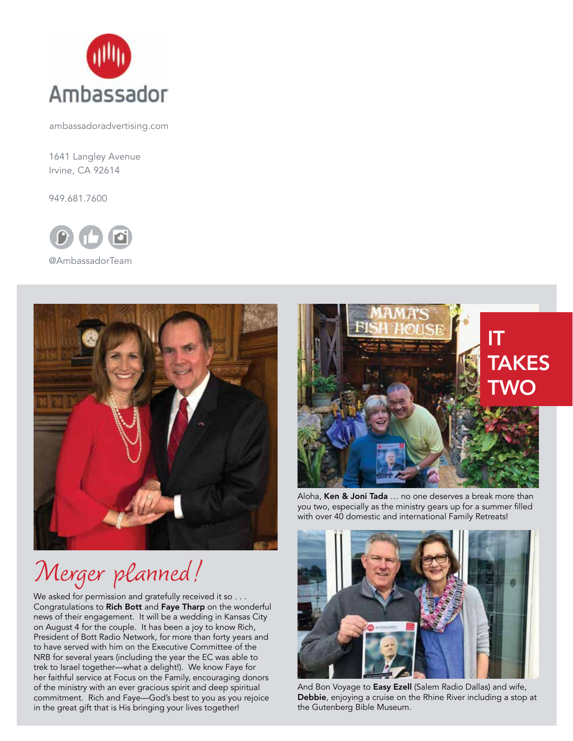Ambassador

ambassadoradvertising.com

1641 Langley Avenue
Irvine, CA 92614

949.681.7600

@AmbassadorTeam

## IT TAKES TWO

## *Merger planned!*

We asked for permission and gratefully received it so . . . Congratulations to **Rich Bott** and **Faye Tharp** on the wonderful news of their engagement. It will be a wedding in Kansas City on August 4 for the couple. It has been a joy to know Rich, President of Bott Radio Network, for more than forty years and to have served with him on the Executive Committee of the NRB for several years (including the year the EC was able to trek to Israel together—what a delight!). We know Faye for her faithful service at Focus on the Family, encouraging donors of the ministry with an ever gracious spirit and deep spiritual commitment. Rich and Faye—God's best to you as you rejoice in the great gift that is His bringing your lives together!

Aloha, **Ken & Joni Tada** … no one deserves a break more than you two, especially as the ministry gears up for a summer filled with over 40 domestic and international Family Retreats!

And Bon Voyage to **Easy Ezell** (Salem Radio Dallas) and wife, **Debbie**, enjoying a cruise on the Rhine River including a stop at the Gutenberg Bible Museum.